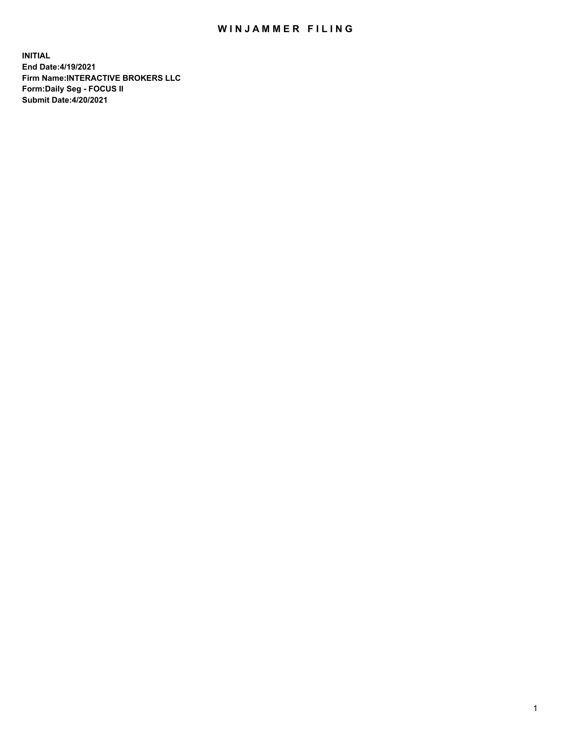# WINJAMMER FILING

**INITIAL**
**End Date:4/19/2021**
**Firm Name:INTERACTIVE BROKERS LLC**
**Form:Daily Seg - FOCUS II**
**Submit Date:4/20/2021**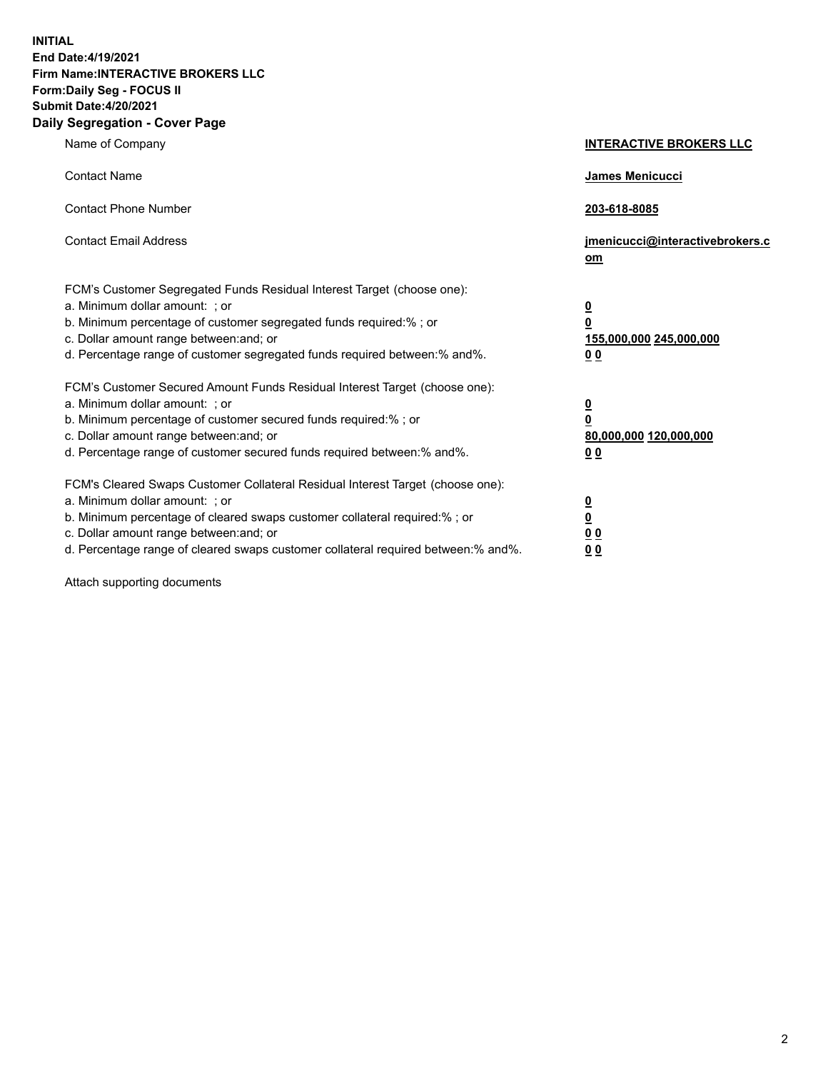**INITIAL**
**End Date:4/19/2021**
**Firm Name:INTERACTIVE BROKERS LLC**
**Form:Daily Seg - FOCUS II**
**Submit Date:4/20/2021**

## Daily Segregation - Cover Page

| | |
|---|---|
| Name of Company | **INTERACTIVE BROKERS LLC** |
| Contact Name | **James Menicucci** |
| Contact Phone Number | **203-618-8085** |
| Contact Email Address | **jmenicucci@interactivebrokers.com** |
| FCM's Customer Segregated Funds Residual Interest Target (choose one): | |
| a. Minimum dollar amount: ; or | **0** |
| b. Minimum percentage of customer segregated funds required:% ; or | **0** |
| c. Dollar amount range between:and; or | **155,000,000 245,000,000** |
| d. Percentage range of customer segregated funds required between:% and%. | **0 0** |
| FCM's Customer Secured Amount Funds Residual Interest Target (choose one): | |
| a. Minimum dollar amount: ; or | **0** |
| b. Minimum percentage of customer secured funds required:% ; or | **0** |
| c. Dollar amount range between:and; or | **80,000,000 120,000,000** |
| d. Percentage range of customer secured funds required between:% and%. | **0 0** |
| FCM's Cleared Swaps Customer Collateral Residual Interest Target (choose one): | |
| a. Minimum dollar amount: ; or | **0** |
| b. Minimum percentage of cleared swaps customer collateral required:% ; or | **0** |
| c. Dollar amount range between:and; or | **0 0** |
| d. Percentage range of cleared swaps customer collateral required between:% and%. | **0 0** |

Attach supporting documents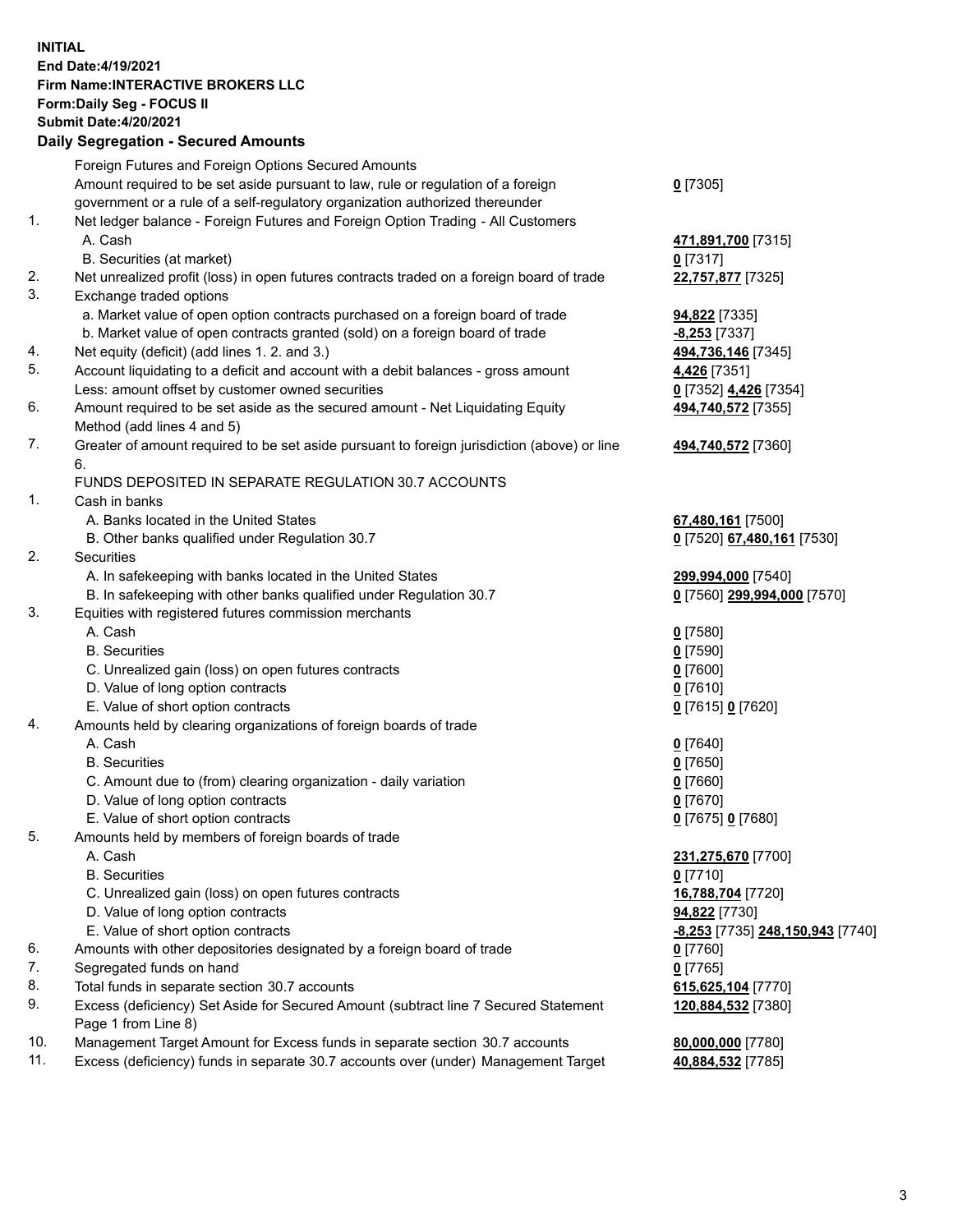**INITIAL**
**End Date:4/19/2021**
**Firm Name:INTERACTIVE BROKERS LLC**
**Form:Daily Seg - FOCUS II**
**Submit Date:4/20/2021**
**Daily Segregation - Secured Amounts**

| | | |
|---|---|---|
| | Foreign Futures and Foreign Options Secured Amounts | |
| | Amount required to be set aside pursuant to law, rule or regulation of a foreign government or a rule of a self-regulatory organization authorized thereunder | **0** [7305] |
| 1. | Net ledger balance - Foreign Futures and Foreign Option Trading - All Customers | |
| | A. Cash | **471,891,700** [7315] |
| | B. Securities (at market) | **0** [7317] |
| 2. | Net unrealized profit (loss) in open futures contracts traded on a foreign board of trade | **22,757,877** [7325] |
| 3. | Exchange traded options | |
| | a. Market value of open option contracts purchased on a foreign board of trade | **94,822** [7335] |
| | b. Market value of open contracts granted (sold) on a foreign board of trade | **-8,253** [7337] |
| 4. | Net equity (deficit) (add lines 1. 2. and 3.) | **494,736,146** [7345] |
| 5. | Account liquidating to a deficit and account with a debit balances - gross amount | **4,426** [7351] |
| | Less: amount offset by customer owned securities | **0** [7352] **4,426** [7354] |
| 6. | Amount required to be set aside as the secured amount - Net Liquidating Equity Method (add lines 4 and 5) | **494,740,572** [7355] |
| 7. | Greater of amount required to be set aside pursuant to foreign jurisdiction (above) or line 6. | **494,740,572** [7360] |
| | FUNDS DEPOSITED IN SEPARATE REGULATION 30.7 ACCOUNTS | |
| 1. | Cash in banks | |
| | A. Banks located in the United States | **67,480,161** [7500] |
| | B. Other banks qualified under Regulation 30.7 | **0** [7520] **67,480,161** [7530] |
| 2. | Securities | |
| | A. In safekeeping with banks located in the United States | **299,994,000** [7540] |
| | B. In safekeeping with other banks qualified under Regulation 30.7 | **0** [7560] **299,994,000** [7570] |
| 3. | Equities with registered futures commission merchants | |
| | A. Cash | **0** [7580] |
| | B. Securities | **0** [7590] |
| | C. Unrealized gain (loss) on open futures contracts | **0** [7600] |
| | D. Value of long option contracts | **0** [7610] |
| | E. Value of short option contracts | **0** [7615] **0** [7620] |
| 4. | Amounts held by clearing organizations of foreign boards of trade | |
| | A. Cash | **0** [7640] |
| | B. Securities | **0** [7650] |
| | C. Amount due to (from) clearing organization - daily variation | **0** [7660] |
| | D. Value of long option contracts | **0** [7670] |
| | E. Value of short option contracts | **0** [7675] **0** [7680] |
| 5. | Amounts held by members of foreign boards of trade | |
| | A. Cash | **231,275,670** [7700] |
| | B. Securities | **0** [7710] |
| | C. Unrealized gain (loss) on open futures contracts | **16,788,704** [7720] |
| | D. Value of long option contracts | **94,822** [7730] |
| | E. Value of short option contracts | **-8,253** [7735] **248,150,943** [7740] |
| 6. | Amounts with other depositories designated by a foreign board of trade | **0** [7760] |
| 7. | Segregated funds on hand | **0** [7765] |
| 8. | Total funds in separate section 30.7 accounts | **615,625,104** [7770] |
| 9. | Excess (deficiency) Set Aside for Secured Amount (subtract line 7 Secured Statement Page 1 from Line 8) | **120,884,532** [7380] |
| 10. | Management Target Amount for Excess funds in separate section 30.7 accounts | **80,000,000** [7780] |
| 11. | Excess (deficiency) funds in separate 30.7 accounts over (under) Management Target | **40,884,532** [7785] |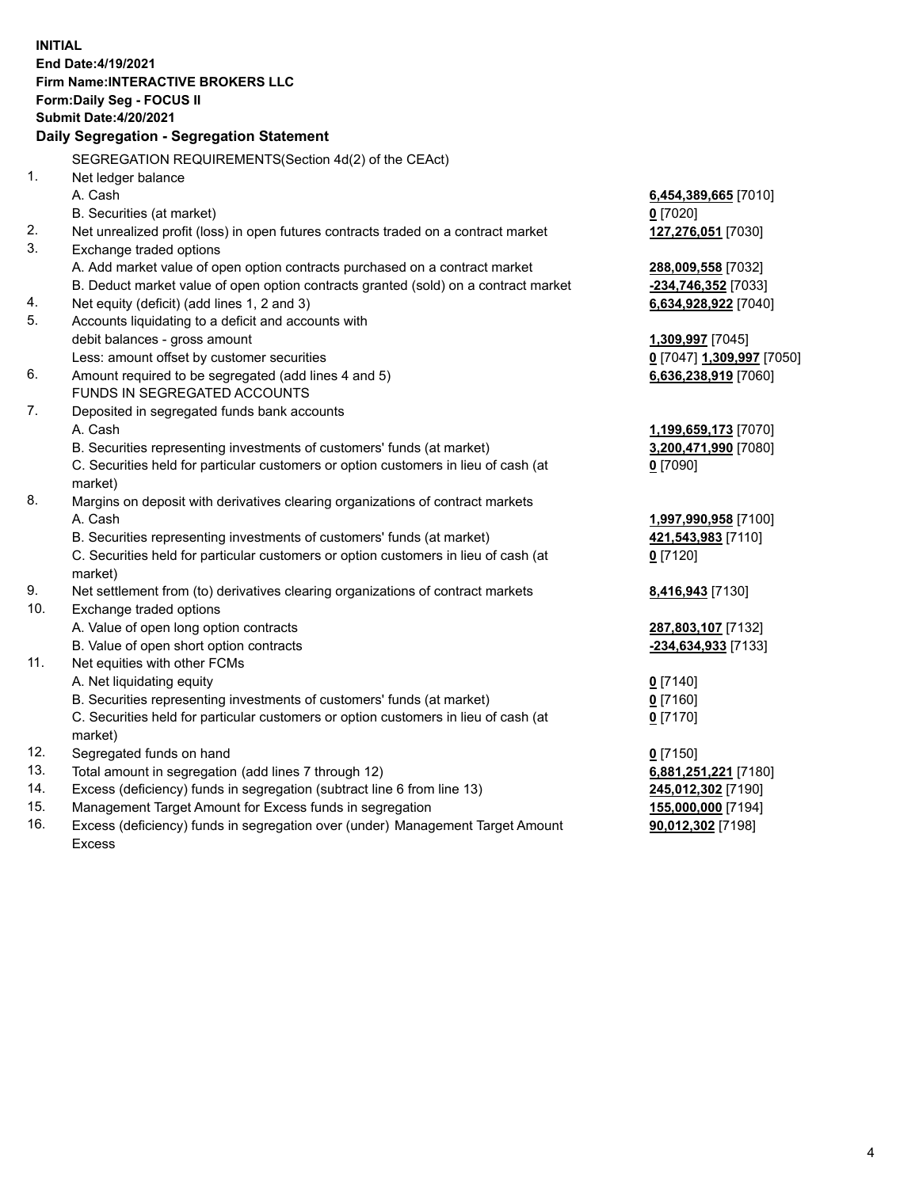**INITIAL**
**End Date:4/19/2021**
**Firm Name:INTERACTIVE BROKERS LLC**
**Form:Daily Seg - FOCUS II**
**Submit Date:4/20/2021**

**Daily Segregation - Segregation Statement**

| | | |
|---|---|---|
| | SEGREGATION REQUIREMENTS(Section 4d(2) of the CEAct) | |
| 1. | Net ledger balance | |
| | A. Cash | **6,454,389,665** [7010] |
| | B. Securities (at market) | **0** [7020] |
| 2. | Net unrealized profit (loss) in open futures contracts traded on a contract market | **127,276,051** [7030] |
| 3. | Exchange traded options | |
| | A. Add market value of open option contracts purchased on a contract market | **288,009,558** [7032] |
| | B. Deduct market value of open option contracts granted (sold) on a contract market | **-234,746,352** [7033] |
| 4. | Net equity (deficit) (add lines 1, 2 and 3) | **6,634,928,922** [7040] |
| 5. | Accounts liquidating to a deficit and accounts with debit balances - gross amount | **1,309,997** [7045] |
| | Less: amount offset by customer securities | **0** [7047] **1,309,997** [7050] |
| 6. | Amount required to be segregated (add lines 4 and 5) | **6,636,238,919** [7060] |
| | FUNDS IN SEGREGATED ACCOUNTS | |
| 7. | Deposited in segregated funds bank accounts | |
| | A. Cash | **1,199,659,173** [7070] |
| | B. Securities representing investments of customers' funds (at market) | **3,200,471,990** [7080] |
| | C. Securities held for particular customers or option customers in lieu of cash (at market) | **0** [7090] |
| 8. | Margins on deposit with derivatives clearing organizations of contract markets | |
| | A. Cash | **1,997,990,958** [7100] |
| | B. Securities representing investments of customers' funds (at market) | **421,543,983** [7110] |
| | C. Securities held for particular customers or option customers in lieu of cash (at market) | **0** [7120] |
| 9. | Net settlement from (to) derivatives clearing organizations of contract markets | **8,416,943** [7130] |
| 10. | Exchange traded options | |
| | A. Value of open long option contracts | **287,803,107** [7132] |
| | B. Value of open short option contracts | **-234,634,933** [7133] |
| 11. | Net equities with other FCMs | |
| | A. Net liquidating equity | **0** [7140] |
| | B. Securities representing investments of customers' funds (at market) | **0** [7160] |
| | C. Securities held for particular customers or option customers in lieu of cash (at market) | **0** [7170] |
| 12. | Segregated funds on hand | **0** [7150] |
| 13. | Total amount in segregation (add lines 7 through 12) | **6,881,251,221** [7180] |
| 14. | Excess (deficiency) funds in segregation (subtract line 6 from line 13) | **245,012,302** [7190] |
| 15. | Management Target Amount for Excess funds in segregation | **155,000,000** [7194] |
| 16. | Excess (deficiency) funds in segregation over (under) Management Target Amount Excess | **90,012,302** [7198] |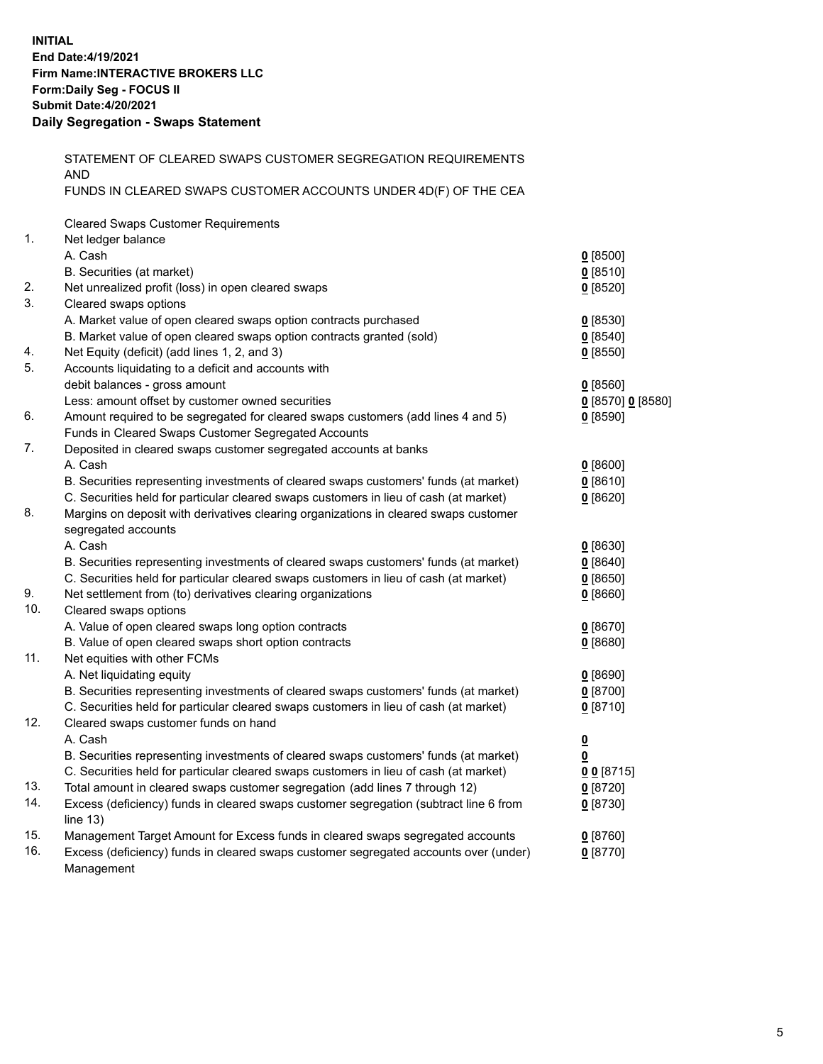**INITIAL**
**End Date:4/19/2021**
**Firm Name:INTERACTIVE BROKERS LLC**
**Form:Daily Seg - FOCUS II**
**Submit Date:4/20/2021**
**Daily Segregation - Swaps Statement**

STATEMENT OF CLEARED SWAPS CUSTOMER SEGREGATION REQUIREMENTS AND FUNDS IN CLEARED SWAPS CUSTOMER ACCOUNTS UNDER 4D(F) OF THE CEA

| | | |
|---|---|---|
| | Cleared Swaps Customer Requirements | |
| 1. | Net ledger balance | |
| | A. Cash | 0 [8500] |
| | B. Securities (at market) | 0 [8510] |
| 2. | Net unrealized profit (loss) in open cleared swaps | 0 [8520] |
| 3. | Cleared swaps options | |
| | A. Market value of open cleared swaps option contracts purchased | 0 [8530] |
| | B. Market value of open cleared swaps option contracts granted (sold) | 0 [8540] |
| 4. | Net Equity (deficit) (add lines 1, 2, and 3) | 0 [8550] |
| 5. | Accounts liquidating to a deficit and accounts with debit balances - gross amount | 0 [8560] |
| | Less: amount offset by customer owned securities | 0 [8570] 0 [8580] |
| 6. | Amount required to be segregated for cleared swaps customers (add lines 4 and 5) | 0 [8590] |
| | Funds in Cleared Swaps Customer Segregated Accounts | |
| 7. | Deposited in cleared swaps customer segregated accounts at banks | |
| | A. Cash | 0 [8600] |
| | B. Securities representing investments of cleared swaps customers' funds (at market) | 0 [8610] |
| | C. Securities held for particular cleared swaps customers in lieu of cash (at market) | 0 [8620] |
| 8. | Margins on deposit with derivatives clearing organizations in cleared swaps customer segregated accounts | |
| | A. Cash | 0 [8630] |
| | B. Securities representing investments of cleared swaps customers' funds (at market) | 0 [8640] |
| | C. Securities held for particular cleared swaps customers in lieu of cash (at market) | 0 [8650] |
| 9. | Net settlement from (to) derivatives clearing organizations | 0 [8660] |
| 10. | Cleared swaps options | |
| | A. Value of open cleared swaps long option contracts | 0 [8670] |
| | B. Value of open cleared swaps short option contracts | 0 [8680] |
| 11. | Net equities with other FCMs | |
| | A. Net liquidating equity | 0 [8690] |
| | B. Securities representing investments of cleared swaps customers' funds (at market) | 0 [8700] |
| | C. Securities held for particular cleared swaps customers in lieu of cash (at market) | 0 [8710] |
| 12. | Cleared swaps customer funds on hand | |
| | A. Cash | 0 |
| | B. Securities representing investments of cleared swaps customers' funds (at market) | 0 |
| | C. Securities held for particular cleared swaps customers in lieu of cash (at market) | 0 0 [8715] |
| 13. | Total amount in cleared swaps customer segregation (add lines 7 through 12) | 0 [8720] |
| 14. | Excess (deficiency) funds in cleared swaps customer segregation (subtract line 6 from line 13) | 0 [8730] |
| 15. | Management Target Amount for Excess funds in cleared swaps segregated accounts | 0 [8760] |
| 16. | Excess (deficiency) funds in cleared swaps customer segregated accounts over (under) Management | 0 [8770] |